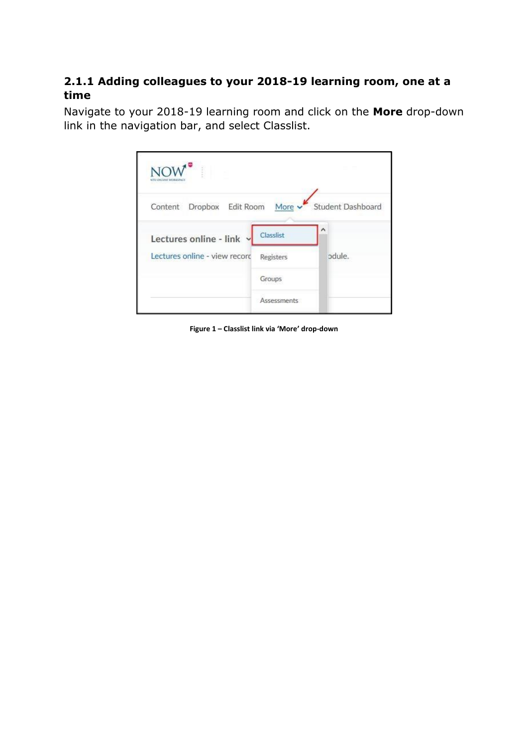### 2.1.1 Adding colleagues to your 2018-19 learning room, one at a time

Navigate to your 2018-19 learning room and click on the **More** drop-down link in the navigation bar, and select Classlist.

**Figure 1 – Classlist link via 'More' drop-down**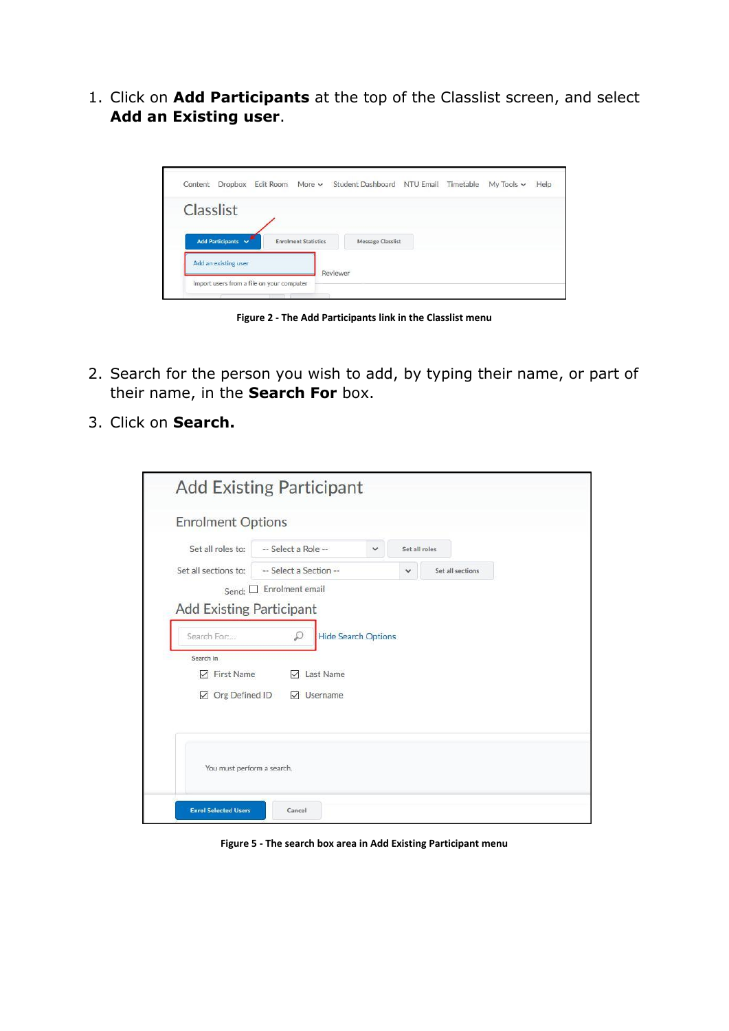1. Click on **Add Participants** at the top of the Classlist screen, and select **Add an Existing user**.

Figure 2 - The Add Participants link in the Classlist menu

2. Search for the person you wish to add, by typing their name, or part of their name, in the **Search For** box.
3. Click on **Search.**

Figure 5 - The search box area in Add Existing Participant menu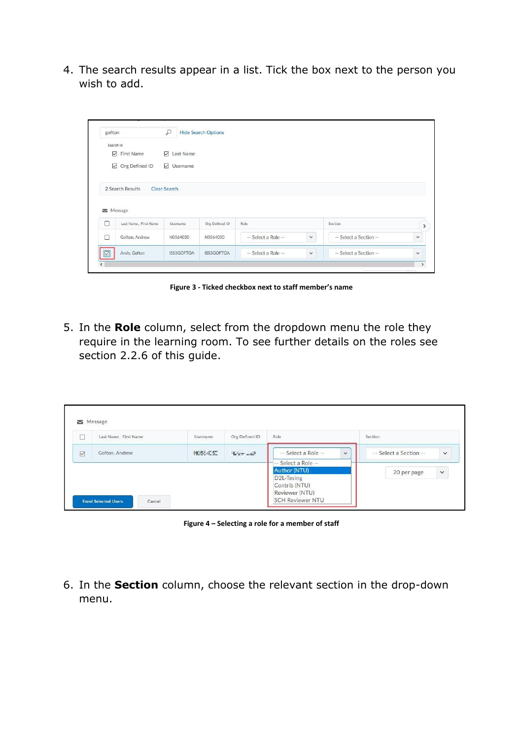4. The search results appear in a list. Tick the box next to the person you wish to add.

**Figure 3 - Ticked checkbox next to staff member's name**

5. In the **Role** column, select from the dropdown menu the role they require in the learning room. To see further details on the roles see section 2.2.6 of this guide.

**Figure 4 – Selecting a role for a member of staff**

6. In the **Section** column, choose the relevant section in the drop-down menu.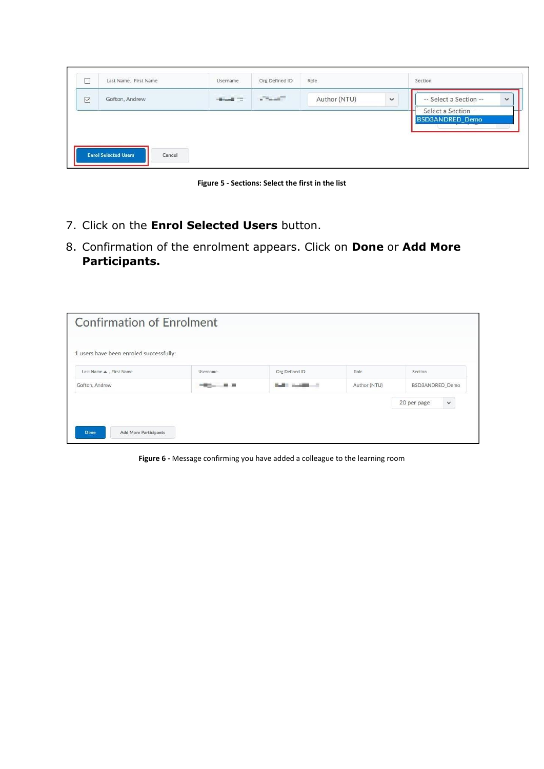Figure 5 - Sections: Select the first in the list

7. Click on the **Enrol Selected Users** button.
8. Confirmation of the enrolment appears. Click on **Done** or **Add More Participants.**

**Figure 6 -** Message confirming you have added a colleague to the learning room